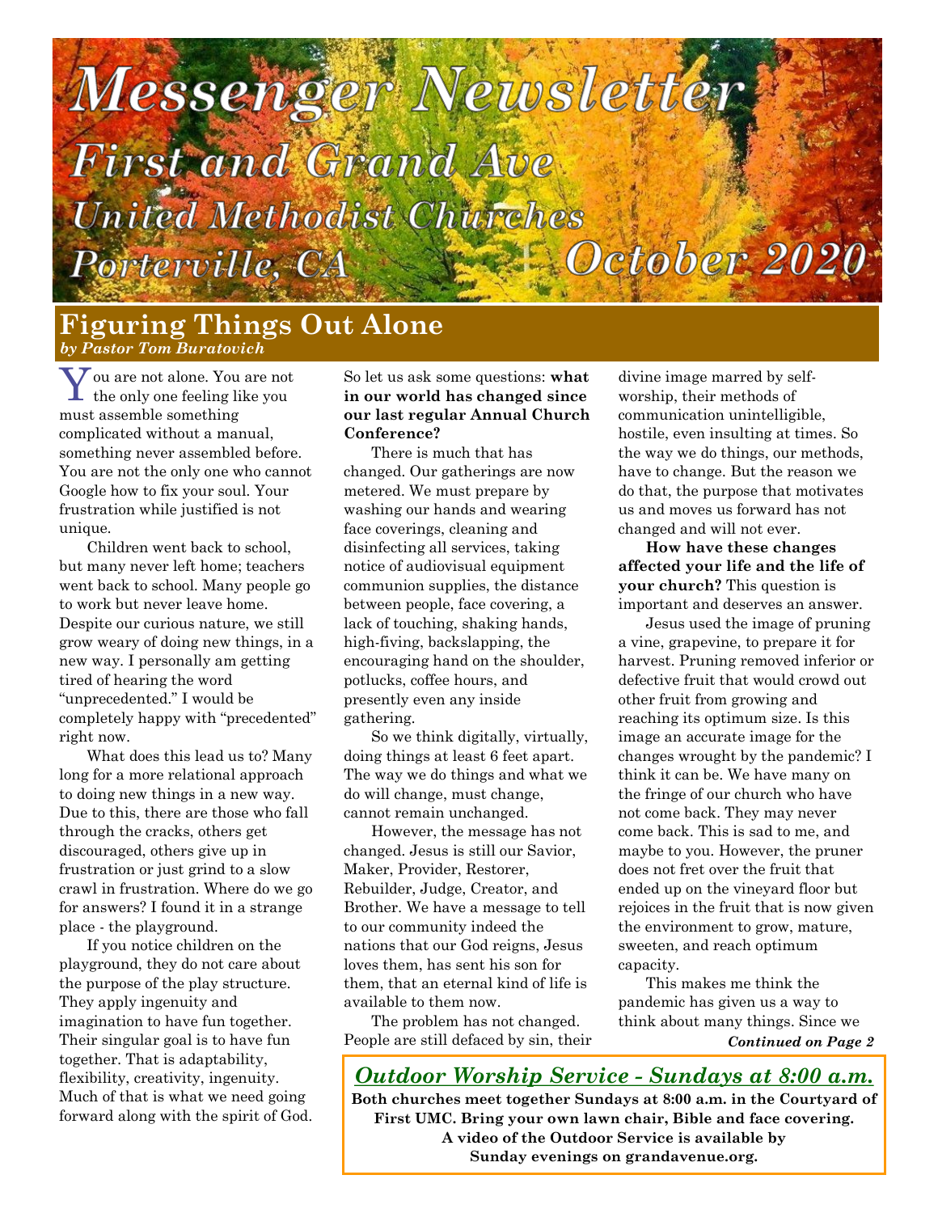# Messenger Newsletter

## First and Grand Ave United Methodist Churches

Porterville, CA — October 2020

## Figuring Things Out Alone

***by Pastor Tom Buratovich***

You are not alone. You are not the only one feeling like you must assemble something complicated without a manual, something never assembled before. You are not the only one who cannot Google how to fix your soul. Your frustration while justified is not unique.

Children went back to school, but many never left home; teachers went back to school. Many people go to work but never leave home. Despite our curious nature, we still grow weary of doing new things, in a new way. I personally am getting tired of hearing the word "unprecedented." I would be completely happy with "precedented" right now.

What does this lead us to? Many long for a more relational approach to doing new things in a new way. Due to this, there are those who fall through the cracks, others get discouraged, others give up in frustration or just grind to a slow crawl in frustration. Where do we go for answers? I found it in a strange place - the playground.

If you notice children on the playground, they do not care about the purpose of the play structure. They apply ingenuity and imagination to have fun together. Their singular goal is to have fun together. That is adaptability, flexibility, creativity, ingenuity. Much of that is what we need going forward along with the spirit of God.

So let us ask some questions: **what in our world has changed since our last regular Annual Church Conference?**

There is much that has changed. Our gatherings are now metered. We must prepare by washing our hands and wearing face coverings, cleaning and disinfecting all services, taking notice of audiovisual equipment communion supplies, the distance between people, face covering, a lack of touching, shaking hands, high-fiving, backslapping, the encouraging hand on the shoulder, potlucks, coffee hours, and presently even any inside gathering.

So we think digitally, virtually, doing things at least 6 feet apart. The way we do things and what we do will change, must change, cannot remain unchanged.

However, the message has not changed. Jesus is still our Savior, Maker, Provider, Restorer, Rebuilder, Judge, Creator, and Brother. We have a message to tell to our community indeed the nations that our God reigns, Jesus loves them, has sent his son for them, that an eternal kind of life is available to them now.

The problem has not changed. People are still defaced by sin, their divine image marred by self-worship, their methods of communication unintelligible, hostile, even insulting at times. So the way we do things, our methods, have to change. But the reason we do that, the purpose that motivates us and moves us forward has not changed and will not ever.

**How have these changes affected your life and the life of your church?** This question is important and deserves an answer.

Jesus used the image of pruning a vine, grapevine, to prepare it for harvest. Pruning removed inferior or defective fruit that would crowd out other fruit from growing and reaching its optimum size. Is this image an accurate image for the changes wrought by the pandemic? I think it can be. We have many on the fringe of our church who have not come back. They may never come back. This is sad to me, and maybe to you. However, the pruner does not fret over the fruit that ended up on the vineyard floor but rejoices in the fruit that is now given the environment to grow, mature, sweeten, and reach optimum capacity.

This makes me think the pandemic has given us a way to think about many things. Since we

***Continued on Page 2***

## *Outdoor Worship Service - Sundays at 8:00 a.m.*

**Both churches meet together Sundays at 8:00 a.m. in the Courtyard of First UMC. Bring your own lawn chair, Bible and face covering. A video of the Outdoor Service is available by Sunday evenings on grandavenue.org.**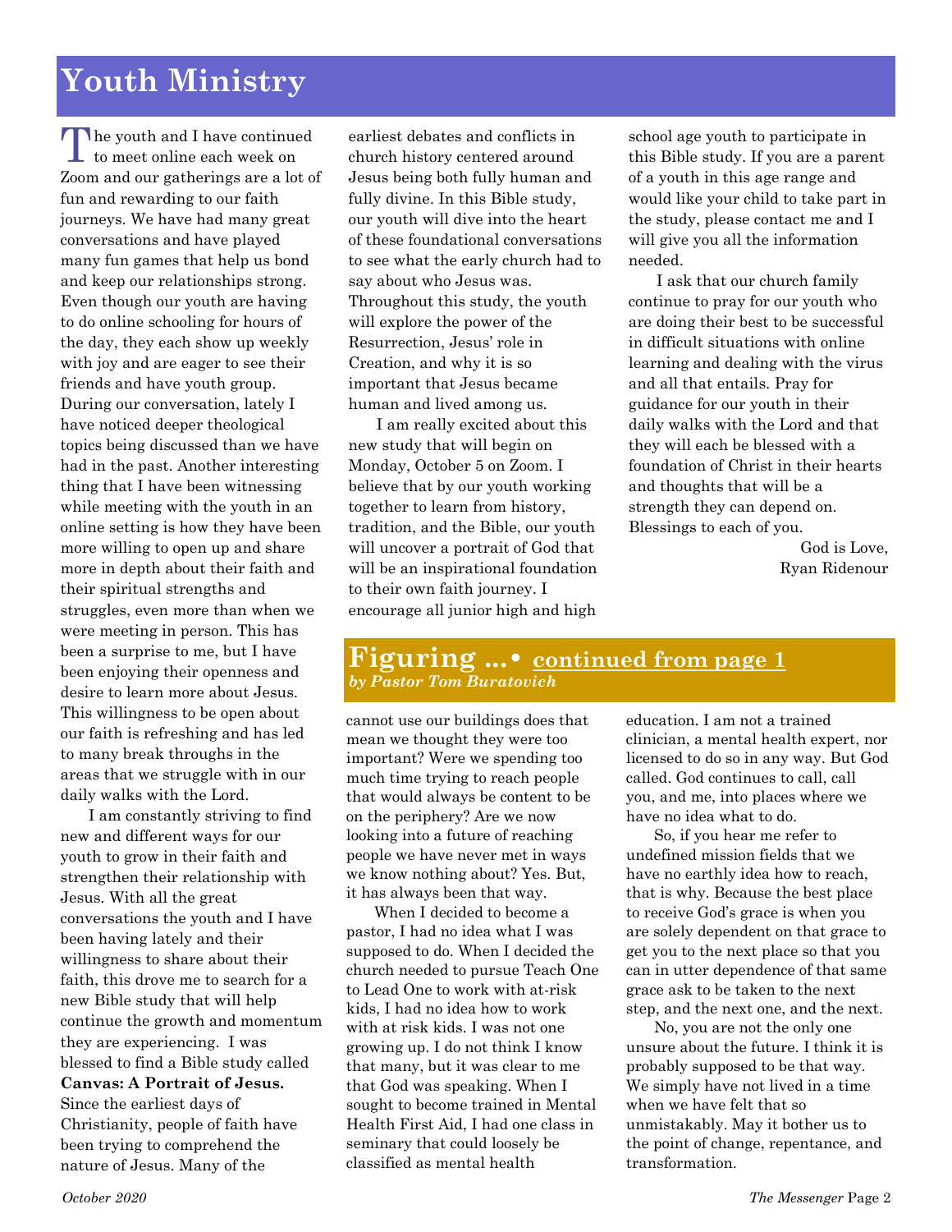# Youth Ministry

The youth and I have continued to meet online each week on Zoom and our gatherings are a lot of fun and rewarding to our faith journeys. We have had many great conversations and have played many fun games that help us bond and keep our relationships strong. Even though our youth are having to do online schooling for hours of the day, they each show up weekly with joy and are eager to see their friends and have youth group. During our conversation, lately I have noticed deeper theological topics being discussed than we have had in the past. Another interesting thing that I have been witnessing while meeting with the youth in an online setting is how they have been more willing to open up and share more in depth about their faith and their spiritual strengths and struggles, even more than when we were meeting in person. This has been a surprise to me, but I have been enjoying their openness and desire to learn more about Jesus. This willingness to be open about our faith is refreshing and has led to many break throughs in the areas that we struggle with in our daily walks with the Lord.

I am constantly striving to find new and different ways for our youth to grow in their faith and strengthen their relationship with Jesus. With all the great conversations the youth and I have been having lately and their willingness to share about their faith, this drove me to search for a new Bible study that will help continue the growth and momentum they are experiencing. I was blessed to find a Bible study called **Canvas: A Portrait of Jesus.** Since the earliest days of Christianity, people of faith have been trying to comprehend the nature of Jesus. Many of the earliest debates and conflicts in church history centered around Jesus being both fully human and fully divine. In this Bible study, our youth will dive into the heart of these foundational conversations to see what the early church had to say about who Jesus was. Throughout this study, the youth will explore the power of the Resurrection, Jesus' role in Creation, and why it is so important that Jesus became human and lived among us.

I am really excited about this new study that will begin on Monday, October 5 on Zoom. I believe that by our youth working together to learn from history, tradition, and the Bible, our youth will uncover a portrait of God that will be an inspirational foundation to their own faith journey. I encourage all junior high and high school age youth to participate in this Bible study. If you are a parent of a youth in this age range and would like your child to take part in the study, please contact me and I will give you all the information needed.

I ask that our church family continue to pray for our youth who are doing their best to be successful in difficult situations with online learning and dealing with the virus and all that entails. Pray for guidance for our youth in their daily walks with the Lord and that they will each be blessed with a foundation of Christ in their hearts and thoughts that will be a strength they can depend on. Blessings to each of you.

God is Love,
Ryan Ridenour

## Figuring ...• continued from page 1

*by Pastor Tom Buratovich*

cannot use our buildings does that mean we thought they were too important? Were we spending too much time trying to reach people that would always be content to be on the periphery? Are we now looking into a future of reaching people we have never met in ways we know nothing about? Yes. But, it has always been that way.

When I decided to become a pastor, I had no idea what I was supposed to do. When I decided the church needed to pursue Teach One to Lead One to work with at-risk kids, I had no idea how to work with at risk kids. I was not one growing up. I do not think I know that many, but it was clear to me that God was speaking. When I sought to become trained in Mental Health First Aid, I had one class in seminary that could loosely be classified as mental health education. I am not a trained clinician, a mental health expert, nor licensed to do so in any way. But God called. God continues to call, call you, and me, into places where we have no idea what to do.

So, if you hear me refer to undefined mission fields that we have no earthly idea how to reach, that is why. Because the best place to receive God's grace is when you are solely dependent on that grace to get you to the next place so that you can in utter dependence of that same grace ask to be taken to the next step, and the next one, and the next.

No, you are not the only one unsure about the future. I think it is probably supposed to be that way. We simply have not lived in a time when we have felt that so unmistakably. May it bother us to the point of change, repentance, and transformation.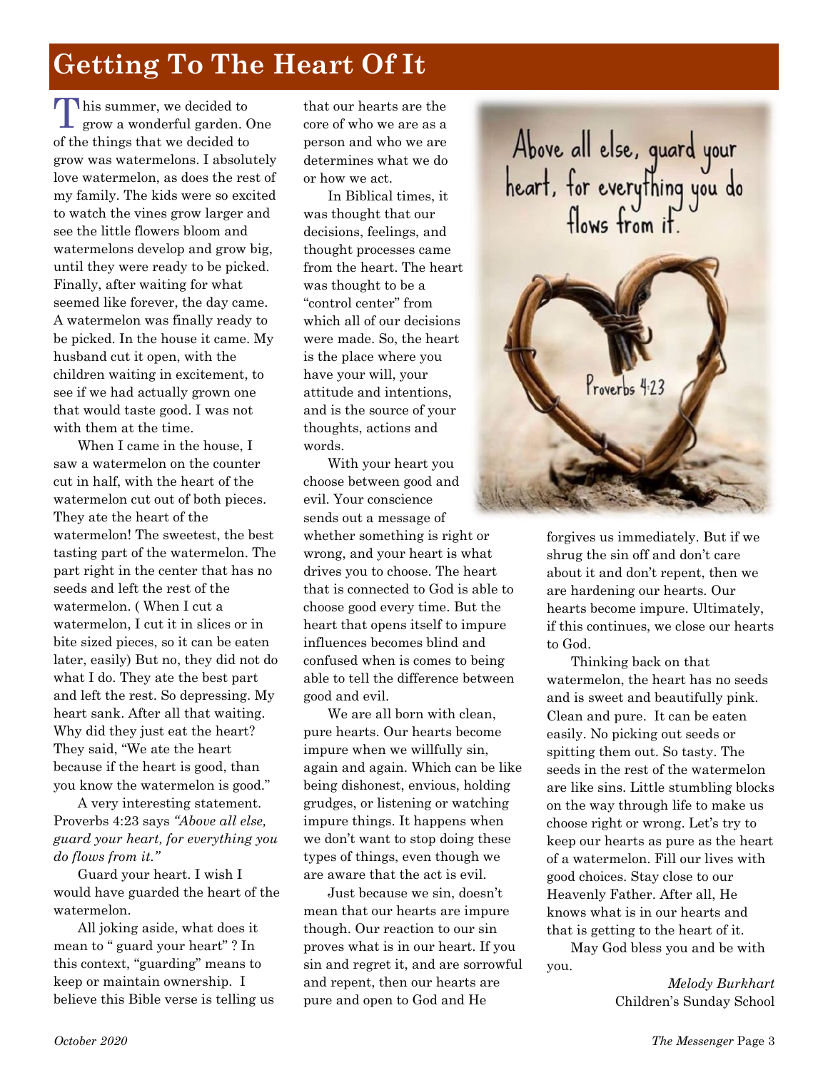# Getting To The Heart Of It

This summer, we decided to grow a wonderful garden. One of the things that we decided to grow was watermelons. I absolutely love watermelon, as does the rest of my family. The kids were so excited to watch the vines grow larger and see the little flowers bloom and watermelons develop and grow big, until they were ready to be picked. Finally, after waiting for what seemed like forever, the day came. A watermelon was finally ready to be picked. In the house it came. My husband cut it open, with the children waiting in excitement, to see if we had actually grown one that would taste good. I was not with them at the time.

When I came in the house, I saw a watermelon on the counter cut in half, with the heart of the watermelon cut out of both pieces. They ate the heart of the watermelon! The sweetest, the best tasting part of the watermelon. The part right in the center that has no seeds and left the rest of the watermelon. ( When I cut a watermelon, I cut it in slices or in bite sized pieces, so it can be eaten later, easily) But no, they did not do what I do. They ate the best part and left the rest. So depressing. My heart sank. After all that waiting. Why did they just eat the heart? They said, "We ate the heart because if the heart is good, than you know the watermelon is good."

A very interesting statement. Proverbs 4:23 says *"Above all else, guard your heart, for everything you do flows from it."*

Guard your heart. I wish I would have guarded the heart of the watermelon.

All joking aside, what does it mean to " guard your heart" ? In this context, "guarding" means to keep or maintain ownership. I believe this Bible verse is telling us that our hearts are the core of who we are as a person and who we are determines what we do or how we act.

In Biblical times, it was thought that our decisions, feelings, and thought processes came from the heart. The heart was thought to be a "control center" from which all of our decisions were made. So, the heart is the place where you have your will, your attitude and intentions, and is the source of your thoughts, actions and words.

With your heart you choose between good and evil. Your conscience sends out a message of whether something is right or wrong, and your heart is what drives you to choose. The heart that is connected to God is able to choose good every time. But the heart that opens itself to impure influences becomes blind and confused when is comes to being able to tell the difference between good and evil.

We are all born with clean, pure hearts. Our hearts become impure when we willfully sin, again and again. Which can be like being dishonest, envious, holding grudges, or listening or watching impure things. It happens when we don't want to stop doing these types of things, even though we are aware that the act is evil.

Just because we sin, doesn't mean that our hearts are impure though. Our reaction to our sin proves what is in our heart. If you sin and regret it, and are sorrowful and repent, then our hearts are pure and open to God and He forgives us immediately. But if we shrug the sin off and don't care about it and don't repent, then we are hardening our hearts. Our hearts become impure. Ultimately, if this continues, we close our hearts to God.

Thinking back on that watermelon, the heart has no seeds and is sweet and beautifully pink. Clean and pure. It can be eaten easily. No picking out seeds or spitting them out. So tasty. The seeds in the rest of the watermelon are like sins. Little stumbling blocks on the way through life to make us choose right or wrong. Let's try to keep our hearts as pure as the heart of a watermelon. Fill our lives with good choices. Stay close to our Heavenly Father. After all, He knows what is in our hearts and that is getting to the heart of it.

May God bless you and be with you.

*Melody Burkhart*
Children's Sunday School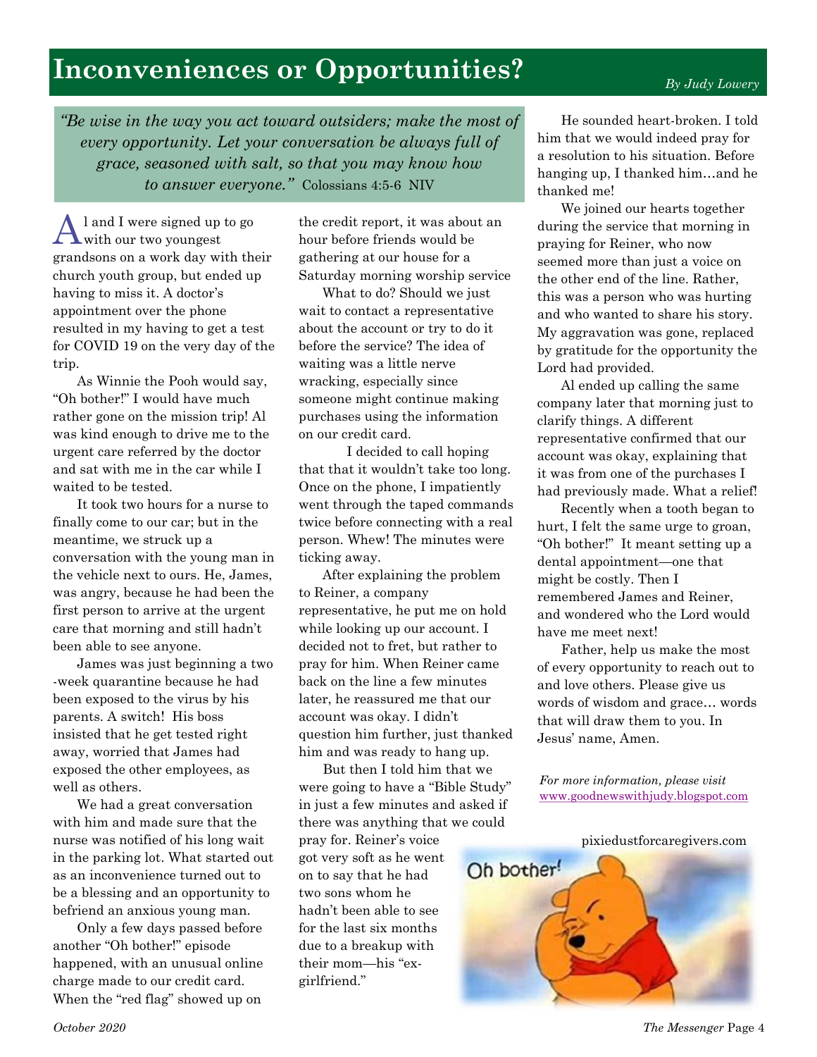# Inconveniences or Opportunities?

*By Judy Lowery*

> *"Be wise in the way you act toward outsiders; make the most of every opportunity. Let your conversation be always full of grace, seasoned with salt, so that you may know how to answer everyone."* Colossians 4:5-6 NIV

Al and I were signed up to go with our two youngest grandsons on a work day with their church youth group, but ended up having to miss it. A doctor's appointment over the phone resulted in my having to get a test for COVID 19 on the very day of the trip.

As Winnie the Pooh would say, "Oh bother!" I would have much rather gone on the mission trip! Al was kind enough to drive me to the urgent care referred by the doctor and sat with me in the car while I waited to be tested.

It took two hours for a nurse to finally come to our car; but in the meantime, we struck up a conversation with the young man in the vehicle next to ours. He, James, was angry, because he had been the first person to arrive at the urgent care that morning and still hadn't been able to see anyone.

James was just beginning a two-week quarantine because he had been exposed to the virus by his parents. A switch! His boss insisted that he get tested right away, worried that James had exposed the other employees, as well as others.

We had a great conversation with him and made sure that the nurse was notified of his long wait in the parking lot. What started out as an inconvenience turned out to be a blessing and an opportunity to befriend an anxious young man.

Only a few days passed before another "Oh bother!" episode happened, with an unusual online charge made to our credit card. When the "red flag" showed up on the credit report, it was about an hour before friends would be gathering at our house for a Saturday morning worship service

What to do? Should we just wait to contact a representative about the account or try to do it before the service? The idea of waiting was a little nerve wracking, especially since someone might continue making purchases using the information on our credit card.

I decided to call hoping that that it wouldn't take too long. Once on the phone, I impatiently went through the taped commands twice before connecting with a real person. Whew! The minutes were ticking away.

After explaining the problem to Reiner, a company representative, he put me on hold while looking up our account. I decided not to fret, but rather to pray for him. When Reiner came back on the line a few minutes later, he reassured me that our account was okay. I didn't question him further, just thanked him and was ready to hang up.

But then I told him that we were going to have a "Bible Study" in just a few minutes and asked if there was anything that we could pray for. Reiner's voice got very soft as he went on to say that he had two sons whom he hadn't been able to see for the last six months due to a breakup with their mom—his "ex-girlfriend."

He sounded heart-broken. I told him that we would indeed pray for a resolution to his situation. Before hanging up, I thanked him…and he thanked me!

We joined our hearts together during the service that morning in praying for Reiner, who now seemed more than just a voice on the other end of the line. Rather, this was a person who was hurting and who wanted to share his story. My aggravation was gone, replaced by gratitude for the opportunity the Lord had provided.

Al ended up calling the same company later that morning just to clarify things. A different representative confirmed that our account was okay, explaining that it was from one of the purchases I had previously made. What a relief!

Recently when a tooth began to hurt, I felt the same urge to groan, "Oh bother!" It meant setting up a dental appointment—one that might be costly. Then I remembered James and Reiner, and wondered who the Lord would have me meet next!

Father, help us make the most of every opportunity to reach out to and love others. Please give us words of wisdom and grace… words that will draw them to you. In Jesus' name, Amen.

*For more information, please visit* www.goodnewswithjudy.blogspot.com

pixiedustforcaregivers.com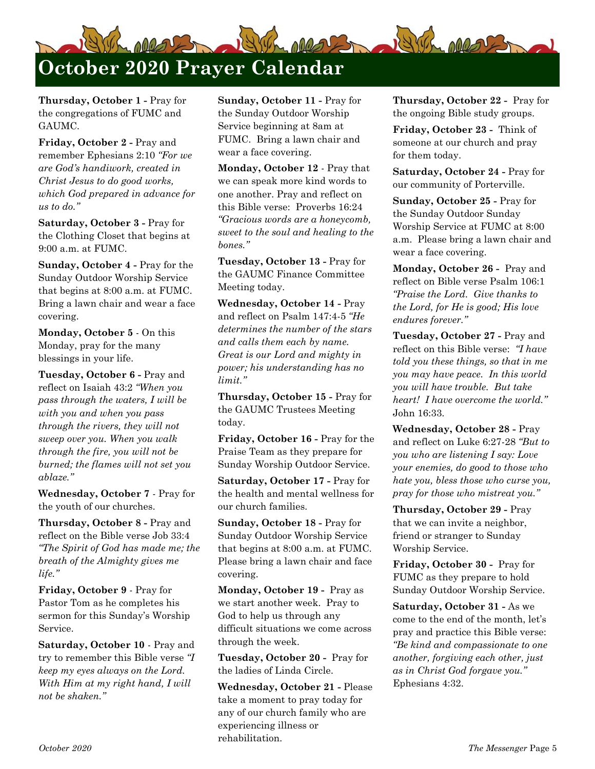# October 2020 Prayer Calendar

**Thursday, October 1 -** Pray for the congregations of FUMC and GAUMC.

**Friday, October 2 -** Pray and remember Ephesians 2:10 *"For we are God's handiwork, created in Christ Jesus to do good works, which God prepared in advance for us to do."*

**Saturday, October 3 -** Pray for the Clothing Closet that begins at 9:00 a.m. at FUMC.

**Sunday, October 4 -** Pray for the Sunday Outdoor Worship Service that begins at 8:00 a.m. at FUMC. Bring a lawn chair and wear a face covering.

**Monday, October 5** - On this Monday, pray for the many blessings in your life.

**Tuesday, October 6 -** Pray and reflect on Isaiah 43:2 *"When you pass through the waters, I will be with you and when you pass through the rivers, they will not sweep over you. When you walk through the fire, you will not be burned; the flames will not set you ablaze."*

**Wednesday, October 7** - Pray for the youth of our churches.

**Thursday, October 8 -** Pray and reflect on the Bible verse Job 33:4 *"The Spirit of God has made me; the breath of the Almighty gives me life."*

**Friday, October 9** - Pray for Pastor Tom as he completes his sermon for this Sunday's Worship Service.

**Saturday, October 10** - Pray and try to remember this Bible verse *"I keep my eyes always on the Lord. With Him at my right hand, I will not be shaken."*

**Sunday, October 11 -** Pray for the Sunday Outdoor Worship Service beginning at 8am at FUMC. Bring a lawn chair and wear a face covering.

**Monday, October 12** - Pray that we can speak more kind words to one another. Pray and reflect on this Bible verse: Proverbs 16:24 *"Gracious words are a honeycomb, sweet to the soul and healing to the bones."*

**Tuesday, October 13 -** Pray for the GAUMC Finance Committee Meeting today.

**Wednesday, October 14 -** Pray and reflect on Psalm 147:4-5 *"He determines the number of the stars and calls them each by name. Great is our Lord and mighty in power; his understanding has no limit."*

**Thursday, October 15 -** Pray for the GAUMC Trustees Meeting today.

**Friday, October 16 -** Pray for the Praise Team as they prepare for Sunday Worship Outdoor Service.

**Saturday, October 17 -** Pray for the health and mental wellness for our church families.

**Sunday, October 18 -** Pray for Sunday Outdoor Worship Service that begins at 8:00 a.m. at FUMC. Please bring a lawn chair and face covering.

**Monday, October 19 -** Pray as we start another week. Pray to God to help us through any difficult situations we come across through the week.

**Tuesday, October 20 -** Pray for the ladies of Linda Circle.

**Wednesday, October 21 -** Please take a moment to pray today for any of our church family who are experiencing illness or rehabilitation.

**Thursday, October 22 -** Pray for the ongoing Bible study groups.

**Friday, October 23 -** Think of someone at our church and pray for them today.

**Saturday, October 24 -** Pray for our community of Porterville.

**Sunday, October 25 -** Pray for the Sunday Outdoor Sunday Worship Service at FUMC at 8:00 a.m. Please bring a lawn chair and wear a face covering.

**Monday, October 26 -** Pray and reflect on Bible verse Psalm 106:1 *"Praise the Lord. Give thanks to the Lord, for He is good; His love endures forever."*

**Tuesday, October 27 -** Pray and reflect on this Bible verse: *"I have told you these things, so that in me you may have peace. In this world you will have trouble. But take heart! I have overcome the world."* John 16:33.

**Wednesday, October 28 -** Pray and reflect on Luke 6:27-28 *"But to you who are listening I say: Love your enemies, do good to those who hate you, bless those who curse you, pray for those who mistreat you."*

**Thursday, October 29 -** Pray that we can invite a neighbor, friend or stranger to Sunday Worship Service.

**Friday, October 30 -** Pray for FUMC as they prepare to hold Sunday Outdoor Worship Service.

**Saturday, October 31 -** As we come to the end of the month, let's pray and practice this Bible verse: *"Be kind and compassionate to one another, forgiving each other, just as in Christ God forgave you."* Ephesians 4:32.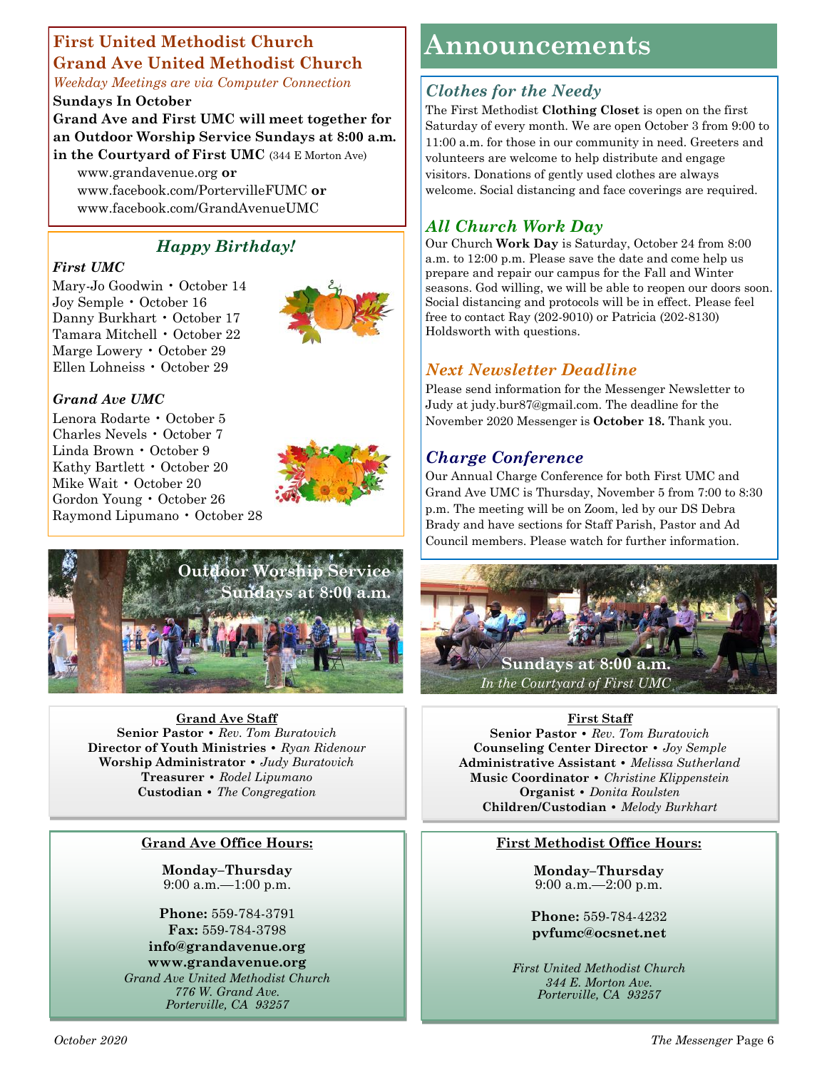## First United Methodist Church
## Grand Ave United Methodist Church

*Weekday Meetings are via Computer Connection*

**Sundays In October**

**Grand Ave and First UMC will meet together for an Outdoor Worship Service Sundays at 8:00 a.m. in the Courtyard of First UMC** (344 E Morton Ave)

www.grandavenue.org **or**
www.facebook.com/PortervilleFUMC **or**
www.facebook.com/GrandAvenueUMC

### *Happy Birthday!*

***First UMC***

Mary-Jo Goodwin • October 14
Joy Semple • October 16
Danny Burkhart • October 17
Tamara Mitchell • October 22
Marge Lowery • October 29
Ellen Lohneiss • October 29

***Grand Ave UMC***

Lenora Rodarte • October 5
Charles Nevels • October 7
Linda Brown • October 9
Kathy Bartlett • October 20
Mike Wait • October 20
Gordon Young • October 26
Raymond Lipumano • October 28

**Outdoor Worship Service Sundays at 8:00 a.m.**

**Grand Ave Staff**

**Senior Pastor** • *Rev. Tom Buratovich*
**Director of Youth Ministries** • *Ryan Ridenour*
**Worship Administrator** • *Judy Buratovich*
**Treasurer** • *Rodel Lipumano*
**Custodian** • *The Congregation*

**Grand Ave Office Hours:**

**Monday–Thursday**
9:00 a.m.—1:00 p.m.

**Phone:** 559-784-3791
**Fax:** 559-784-3798
**info@grandavenue.org**
**www.grandavenue.org**
*Grand Ave United Methodist Church*
*776 W. Grand Ave.*
*Porterville, CA 93257*

# Announcements

### *Clothes for the Needy*

The First Methodist **Clothing Closet** is open on the first Saturday of every month. We are open October 3 from 9:00 to 11:00 a.m. for those in our community in need. Greeters and volunteers are welcome to help distribute and engage visitors. Donations of gently used clothes are always welcome. Social distancing and face coverings are required.

### *All Church Work Day*

Our Church **Work Day** is Saturday, October 24 from 8:00 a.m. to 12:00 p.m. Please save the date and come help us prepare and repair our campus for the Fall and Winter seasons. God willing, we will be able to reopen our doors soon. Social distancing and protocols will be in effect. Please feel free to contact Ray (202-9010) or Patricia (202-8130) Holdsworth with questions.

### *Next Newsletter Deadline*

Please send information for the Messenger Newsletter to Judy at judy.bur87@gmail.com. The deadline for the November 2020 Messenger is **October 18.** Thank you.

### *Charge Conference*

Our Annual Charge Conference for both First UMC and Grand Ave UMC is Thursday, November 5 from 7:00 to 8:30 p.m. The meeting will be on Zoom, led by our DS Debra Brady and have sections for Staff Parish, Pastor and Ad Council members. Please watch for further information.

**Sundays at 8:00 a.m.**
*In the Courtyard of First UMC*

**First Staff**

**Senior Pastor** • *Rev. Tom Buratovich*
**Counseling Center Director** • *Joy Semple*
**Administrative Assistant** • *Melissa Sutherland*
**Music Coordinator** • *Christine Klippenstein*
**Organist** • *Donita Roulsten*
**Children/Custodian** • *Melody Burkhart*

**First Methodist Office Hours:**

**Monday–Thursday**
9:00 a.m.—2:00 p.m.

**Phone:** 559-784-4232
**pvfumc@ocsnet.net**

*First United Methodist Church*
*344 E. Morton Ave.*
*Porterville, CA 93257*